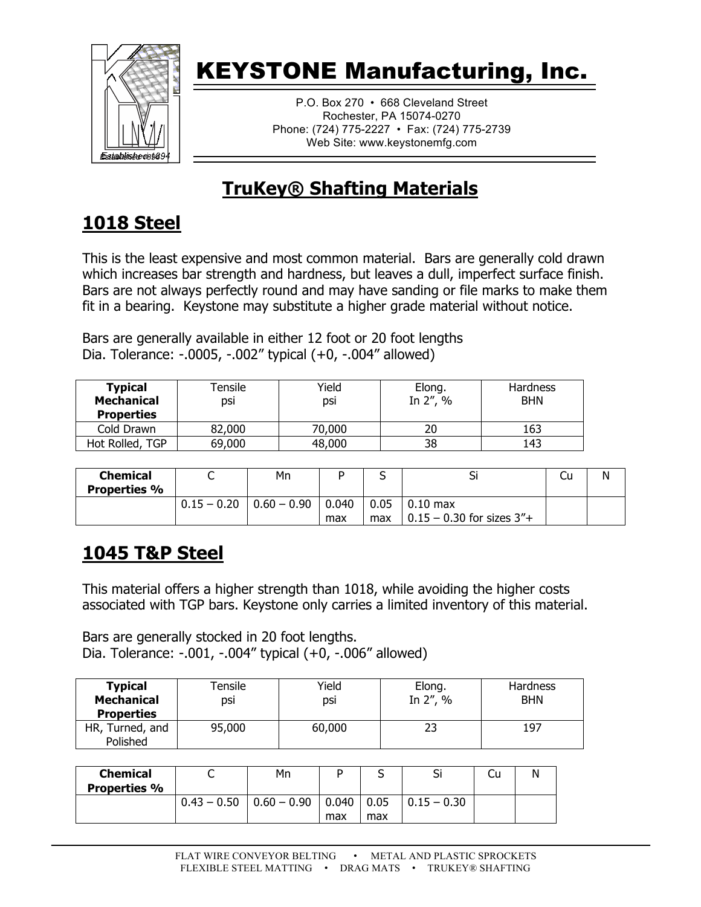# KEYSTONE Manufacturing, Inc.

P.O. Box 270 • 668 Cleveland Street
Rochester, PA 15074-0270
Phone: (724) 775-2227 • Fax: (724) 775-2739
Web Site: www.keystonemfg.com

## TruKey® Shafting Materials

## 1018 Steel

This is the least expensive and most common material. Bars are generally cold drawn which increases bar strength and hardness, but leaves a dull, imperfect surface finish. Bars are not always perfectly round and may have sanding or file marks to make them fit in a bearing. Keystone may substitute a higher grade material without notice.

Bars are generally available in either 12 foot or 20 foot lengths
Dia. Tolerance: -.0005, -.002" typical (+0, -.004" allowed)

| Typical Mechanical Properties | Tensile psi | Yield psi | Elong. In 2", % | Hardness BHN |
|---|---|---|---|---|
| Cold Drawn | 82,000 | 70,000 | 20 | 163 |
| Hot Rolled, TGP | 69,000 | 48,000 | 38 | 143 |

| Chemical Properties % | C | Mn | P | S | Si | Cu | N |
|---|---|---|---|---|---|---|---|
| | 0.15 – 0.20 | 0.60 – 0.90 | 0.040 max | 0.05 max | 0.10 max<br>0.15 – 0.30 for sizes 3"+ | | |

## 1045 T&P Steel

This material offers a higher strength than 1018, while avoiding the higher costs associated with TGP bars. Keystone only carries a limited inventory of this material.

Bars are generally stocked in 20 foot lengths.
Dia. Tolerance: -.001, -.004" typical (+0, -.006" allowed)

| Typical Mechanical Properties | Tensile psi | Yield psi | Elong. In 2", % | Hardness BHN |
|---|---|---|---|---|
| HR, Turned, and Polished | 95,000 | 60,000 | 23 | 197 |

| Chemical Properties % | C | Mn | P | S | Si | Cu | N |
|---|---|---|---|---|---|---|---|
| | 0.43 – 0.50 | 0.60 – 0.90 | 0.040 max | 0.05 max | 0.15 – 0.30 | | |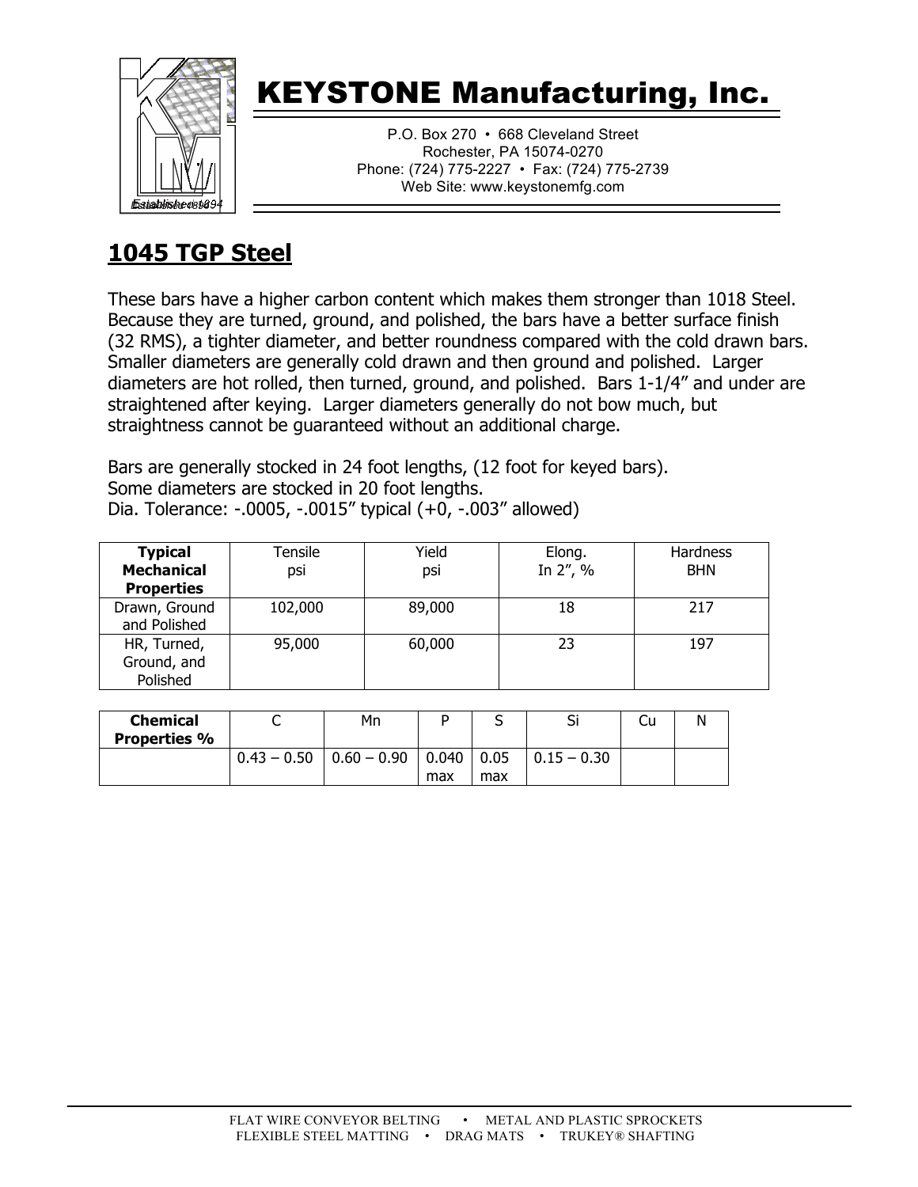# KEYSTONE Manufacturing, Inc.

P.O. Box 270 • 668 Cleveland Street
Rochester, PA 15074-0270
Phone: (724) 775-2227 • Fax: (724) 775-2739
Web Site: www.keystonemfg.com

## 1045 TGP Steel

These bars have a higher carbon content which makes them stronger than 1018 Steel. Because they are turned, ground, and polished, the bars have a better surface finish (32 RMS), a tighter diameter, and better roundness compared with the cold drawn bars. Smaller diameters are generally cold drawn and then ground and polished. Larger diameters are hot rolled, then turned, ground, and polished. Bars 1-1/4" and under are straightened after keying. Larger diameters generally do not bow much, but straightness cannot be guaranteed without an additional charge.

Bars are generally stocked in 24 foot lengths, (12 foot for keyed bars).
Some diameters are stocked in 20 foot lengths.
Dia. Tolerance: -.0005, -.0015" typical (+0, -.003" allowed)

| **Typical Mechanical Properties** | Tensile psi | Yield psi | Elong. In 2", % | Hardness BHN |
|---|---|---|---|---|
| Drawn, Ground and Polished | 102,000 | 89,000 | 18 | 217 |
| HR, Turned, Ground, and Polished | 95,000 | 60,000 | 23 | 197 |

| **Chemical Properties %** | C | Mn | P | S | Si | Cu | N |
|---|---|---|---|---|---|---|---|
| | 0.43 – 0.50 | 0.60 – 0.90 | 0.040 max | 0.05 max | 0.15 – 0.30 | | |

FLAT WIRE CONVEYOR BELTING • METAL AND PLASTIC SPROCKETS
FLEXIBLE STEEL MATTING • DRAG MATS • TRUKEY® SHAFTING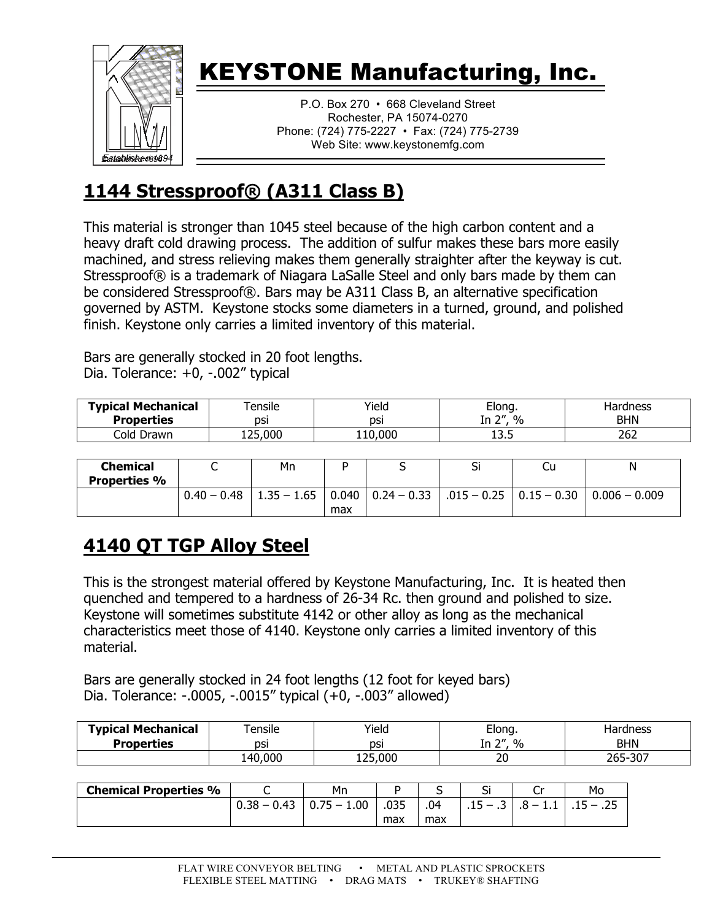# KEYSTONE Manufacturing, Inc.

P.O. Box 270 • 668 Cleveland Street
Rochester, PA 15074-0270
Phone: (724) 775-2227 • Fax: (724) 775-2739
Web Site: www.keystonemfg.com

## 1144 Stressproof® (A311 Class B)

This material is stronger than 1045 steel because of the high carbon content and a heavy draft cold drawing process. The addition of sulfur makes these bars more easily machined, and stress relieving makes them generally straighter after the keyway is cut. Stressproof® is a trademark of Niagara LaSalle Steel and only bars made by them can be considered Stressproof®. Bars may be A311 Class B, an alternative specification governed by ASTM. Keystone stocks some diameters in a turned, ground, and polished finish. Keystone only carries a limited inventory of this material.

Bars are generally stocked in 20 foot lengths.
Dia. Tolerance: +0, -.002" typical

| Typical Mechanical Properties | Tensile psi | Yield psi | Elong. In 2", % | Hardness BHN |
|---|---|---|---|---|
| Cold Drawn | 125,000 | 110,000 | 13.5 | 262 |

| Chemical Properties % | C | Mn | P | S | Si | Cu | N |
|---|---|---|---|---|---|---|---|
| | 0.40 – 0.48 | 1.35 – 1.65 | 0.040 max | 0.24 – 0.33 | .015 – 0.25 | 0.15 – 0.30 | 0.006 – 0.009 |

## 4140 QT TGP Alloy Steel

This is the strongest material offered by Keystone Manufacturing, Inc. It is heated then quenched and tempered to a hardness of 26-34 Rc. then ground and polished to size. Keystone will sometimes substitute 4142 or other alloy as long as the mechanical characteristics meet those of 4140. Keystone only carries a limited inventory of this material.

Bars are generally stocked in 24 foot lengths (12 foot for keyed bars)
Dia. Tolerance: -.0005, -.0015" typical (+0, -.003" allowed)

| Typical Mechanical Properties | Tensile psi | Yield psi | Elong. In 2", % | Hardness BHN |
|---|---|---|---|---|
| | 140,000 | 125,000 | 20 | 265-307 |

| Chemical Properties % | C | Mn | P | S | Si | Cr | Mo |
|---|---|---|---|---|---|---|---|
| | 0.38 – 0.43 | 0.75 – 1.00 | .035 max | .04 max | .15 – .3 | .8 – 1.1 | .15 – .25 |

FLAT WIRE CONVEYOR BELTING • METAL AND PLASTIC SPROCKETS
FLEXIBLE STEEL MATTING • DRAG MATS • TRUKEY® SHAFTING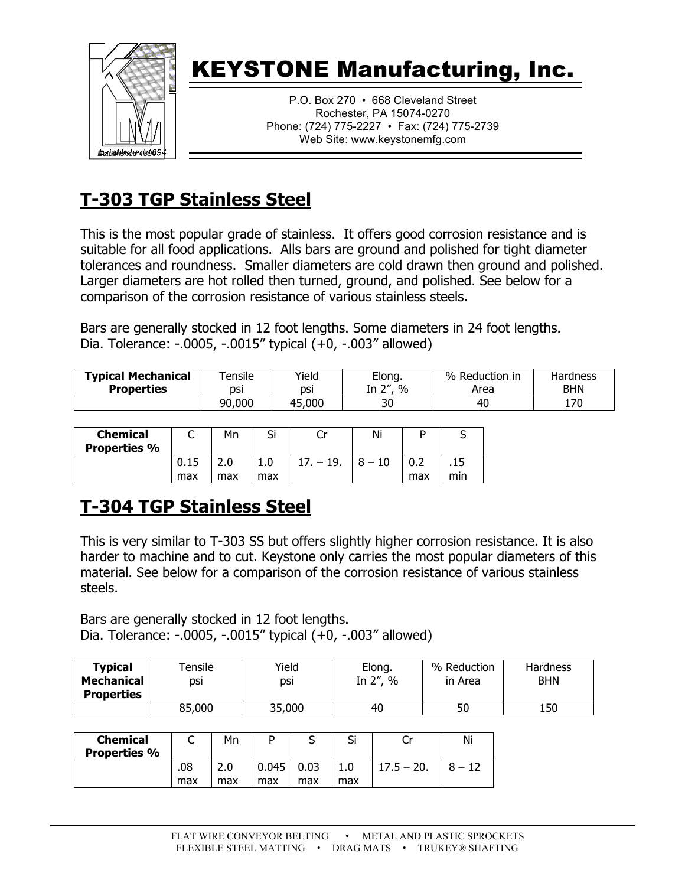# KEYSTONE Manufacturing, Inc.

P.O. Box 270 • 668 Cleveland Street
Rochester, PA 15074-0270
Phone: (724) 775-2227 • Fax: (724) 775-2739
Web Site: www.keystonemfg.com

## T-303 TGP Stainless Steel

This is the most popular grade of stainless. It offers good corrosion resistance and is suitable for all food applications. Alls bars are ground and polished for tight diameter tolerances and roundness. Smaller diameters are cold drawn then ground and polished. Larger diameters are hot rolled then turned, ground, and polished. See below for a comparison of the corrosion resistance of various stainless steels.

Bars are generally stocked in 12 foot lengths. Some diameters in 24 foot lengths.
Dia. Tolerance: -.0005, -.0015" typical (+0, -.003" allowed)

| **Typical Mechanical Properties** | Tensile psi | Yield psi | Elong. In 2", % | % Reduction in Area | Hardness BHN |
|---|---|---|---|---|---|
| | 90,000 | 45,000 | 30 | 40 | 170 |

| **Chemical Properties %** | C | Mn | Si | Cr | Ni | P | S |
|---|---|---|---|---|---|---|---|
| | 0.15 max | 2.0 max | 1.0 max | 17. – 19. | 8 – 10 | 0.2 max | .15 min |

## T-304 TGP Stainless Steel

This is very similar to T-303 SS but offers slightly higher corrosion resistance. It is also harder to machine and to cut. Keystone only carries the most popular diameters of this material. See below for a comparison of the corrosion resistance of various stainless steels.

Bars are generally stocked in 12 foot lengths.
Dia. Tolerance: -.0005, -.0015" typical (+0, -.003" allowed)

| **Typical Mechanical Properties** | Tensile psi | Yield psi | Elong. In 2", % | % Reduction in Area | Hardness BHN |
|---|---|---|---|---|---|
| | 85,000 | 35,000 | 40 | 50 | 150 |

| **Chemical Properties %** | C | Mn | P | S | Si | Cr | Ni |
|---|---|---|---|---|---|---|---|
| | .08 max | 2.0 max | 0.045 max | 0.03 max | 1.0 max | 17.5 – 20. | 8 – 12 |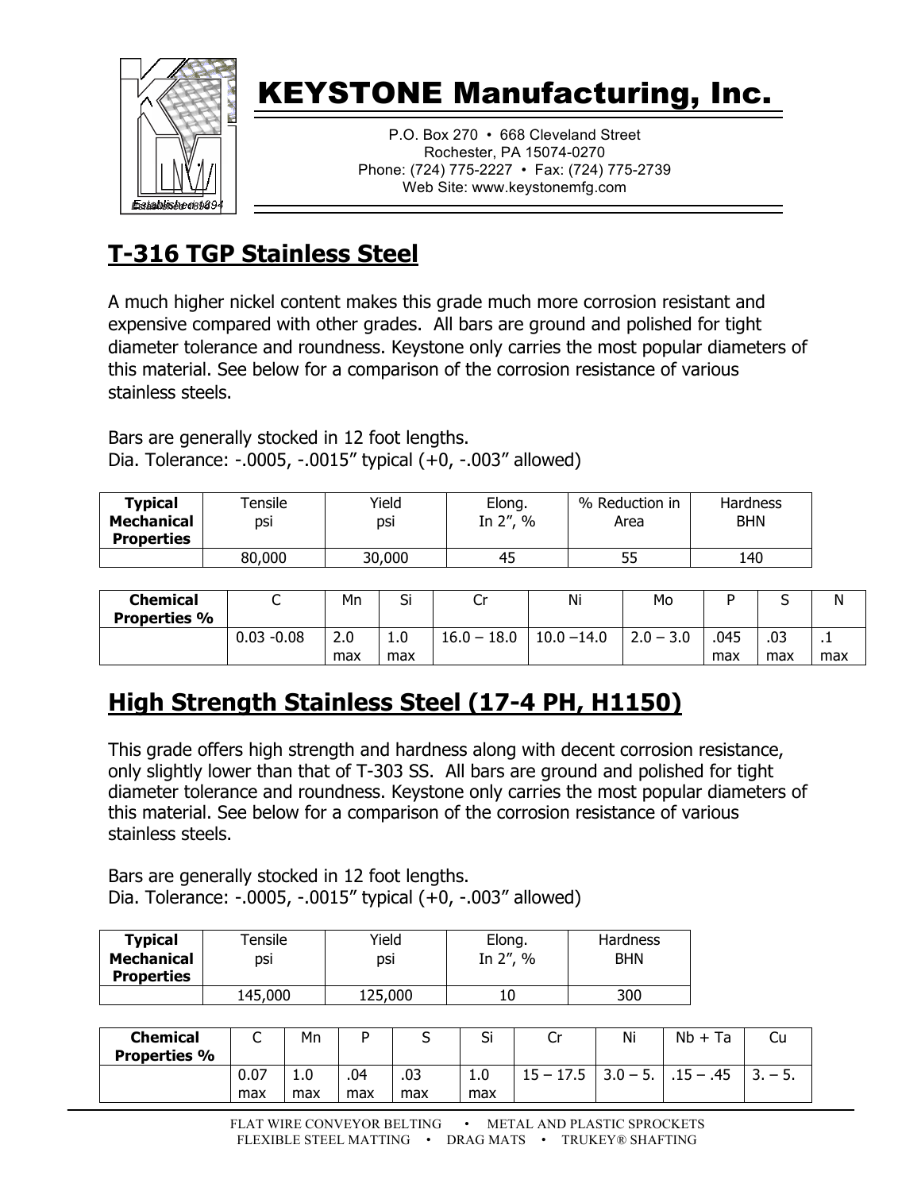# KEYSTONE Manufacturing, Inc.

P.O. Box 270 • 668 Cleveland Street
Rochester, PA 15074-0270
Phone: (724) 775-2227 • Fax: (724) 775-2739
Web Site: www.keystonemfg.com

## T-316 TGP Stainless Steel

A much higher nickel content makes this grade much more corrosion resistant and expensive compared with other grades. All bars are ground and polished for tight diameter tolerance and roundness. Keystone only carries the most popular diameters of this material. See below for a comparison of the corrosion resistance of various stainless steels.

Bars are generally stocked in 12 foot lengths.
Dia. Tolerance: -.0005, -.0015" typical (+0, -.003" allowed)

| Typical Mechanical Properties | Tensile psi | Yield psi | Elong. In 2", % | % Reduction in Area | Hardness BHN |
|---|---|---|---|---|---|
| | 80,000 | 30,000 | 45 | 55 | 140 |

| Chemical Properties % | C | Mn | Si | Cr | Ni | Mo | P | S | N |
|---|---|---|---|---|---|---|---|---|---|
| | 0.03 -0.08 | 2.0 max | 1.0 max | 16.0 – 18.0 | 10.0 –14.0 | 2.0 – 3.0 | .045 max | .03 max | .1 max |

## High Strength Stainless Steel (17-4 PH, H1150)

This grade offers high strength and hardness along with decent corrosion resistance, only slightly lower than that of T-303 SS. All bars are ground and polished for tight diameter tolerance and roundness. Keystone only carries the most popular diameters of this material. See below for a comparison of the corrosion resistance of various stainless steels.

Bars are generally stocked in 12 foot lengths.
Dia. Tolerance: -.0005, -.0015" typical (+0, -.003" allowed)

| Typical Mechanical Properties | Tensile psi | Yield psi | Elong. In 2", % | Hardness BHN |
|---|---|---|---|---|
| | 145,000 | 125,000 | 10 | 300 |

| Chemical Properties % | C | Mn | P | S | Si | Cr | Ni | Nb + Ta | Cu |
|---|---|---|---|---|---|---|---|---|---|
| | 0.07 max | 1.0 max | .04 max | .03 max | 1.0 max | 15 – 17.5 | 3.0 – 5. | .15 – .45 | 3. – 5. |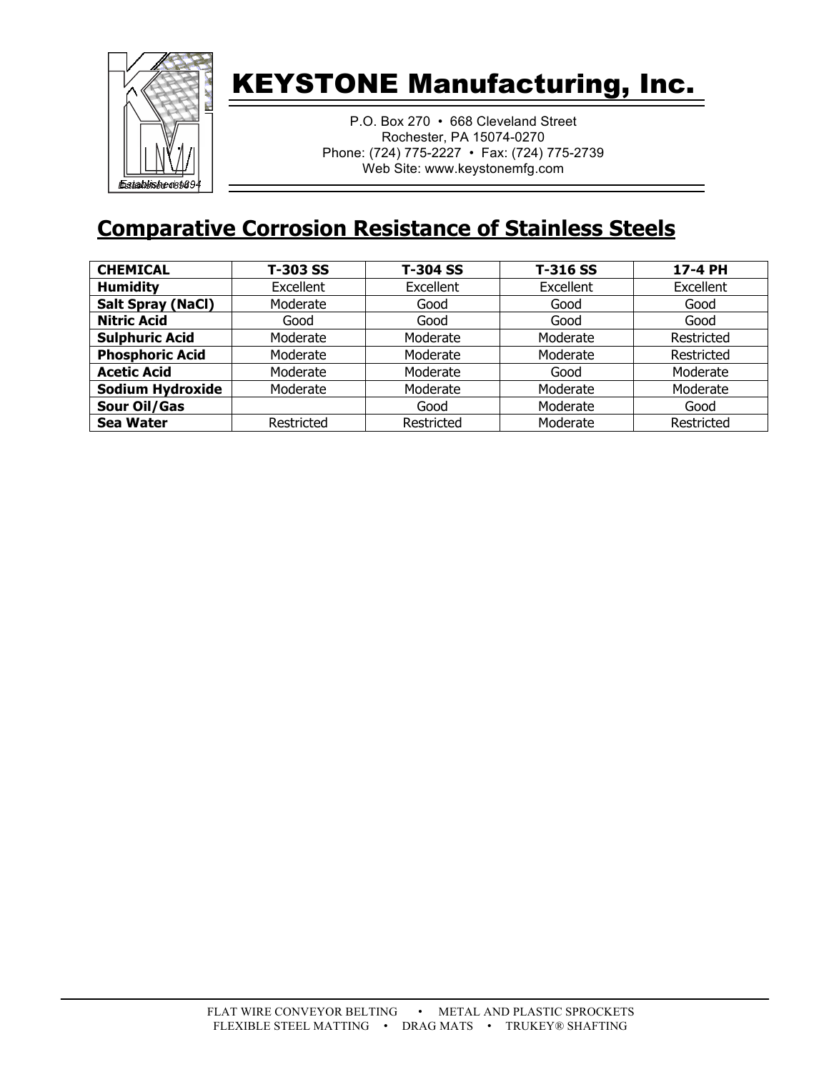# KEYSTONE Manufacturing, Inc.

P.O. Box 270 • 668 Cleveland Street
Rochester, PA 15074-0270
Phone: (724) 775-2227 • Fax: (724) 775-2739
Web Site: www.keystonemfg.com

Established 1894

## Comparative Corrosion Resistance of Stainless Steels

| CHEMICAL | T-303 SS | T-304 SS | T-316 SS | 17-4 PH |
|---|---|---|---|---|
| **Humidity** | Excellent | Excellent | Excellent | Excellent |
| **Salt Spray (NaCl)** | Moderate | Good | Good | Good |
| **Nitric Acid** | Good | Good | Good | Good |
| **Sulphuric Acid** | Moderate | Moderate | Moderate | Restricted |
| **Phosphoric Acid** | Moderate | Moderate | Moderate | Restricted |
| **Acetic Acid** | Moderate | Moderate | Good | Moderate |
| **Sodium Hydroxide** | Moderate | Moderate | Moderate | Moderate |
| **Sour Oil/Gas** | | Good | Moderate | Good |
| **Sea Water** | Restricted | Restricted | Moderate | Restricted |

FLAT WIRE CONVEYOR BELTING • METAL AND PLASTIC SPROCKETS
FLEXIBLE STEEL MATTING • DRAG MATS • TRUKEY® SHAFTING